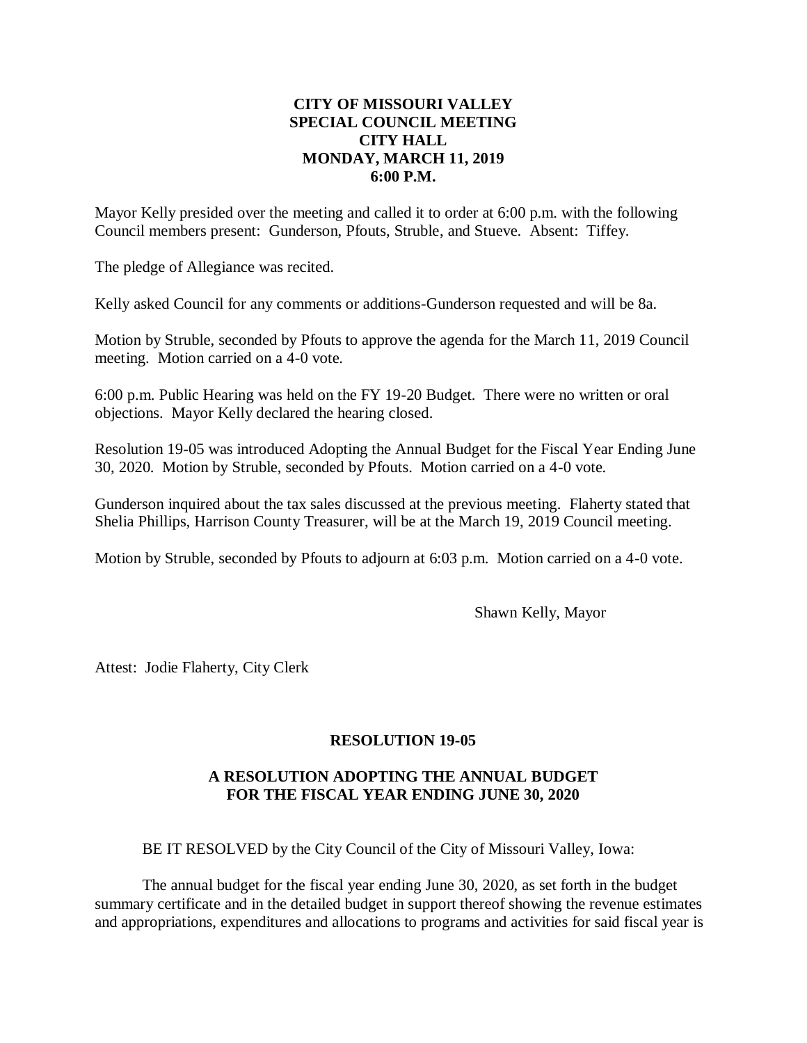**CITY OF MISSOURI VALLEY**
**SPECIAL COUNCIL MEETING**
**CITY HALL**
**MONDAY, MARCH 11, 2019**
**6:00 P.M.**

Mayor Kelly presided over the meeting and called it to order at 6:00 p.m. with the following Council members present: Gunderson, Pfouts, Struble, and Stueve. Absent: Tiffey.

The pledge of Allegiance was recited.

Kelly asked Council for any comments or additions-Gunderson requested and will be 8a.

Motion by Struble, seconded by Pfouts to approve the agenda for the March 11, 2019 Council meeting. Motion carried on a 4-0 vote.

6:00 p.m. Public Hearing was held on the FY 19-20 Budget. There were no written or oral objections. Mayor Kelly declared the hearing closed.

Resolution 19-05 was introduced Adopting the Annual Budget for the Fiscal Year Ending June 30, 2020. Motion by Struble, seconded by Pfouts. Motion carried on a 4-0 vote.

Gunderson inquired about the tax sales discussed at the previous meeting. Flaherty stated that Shelia Phillips, Harrison County Treasurer, will be at the March 19, 2019 Council meeting.

Motion by Struble, seconded by Pfouts to adjourn at 6:03 p.m. Motion carried on a 4-0 vote.

Shawn Kelly, Mayor

Attest: Jodie Flaherty, City Clerk

**RESOLUTION 19-05**

**A RESOLUTION ADOPTING THE ANNUAL BUDGET FOR THE FISCAL YEAR ENDING JUNE 30, 2020**

BE IT RESOLVED by the City Council of the City of Missouri Valley, Iowa:

The annual budget for the fiscal year ending June 30, 2020, as set forth in the budget summary certificate and in the detailed budget in support thereof showing the revenue estimates and appropriations, expenditures and allocations to programs and activities for said fiscal year is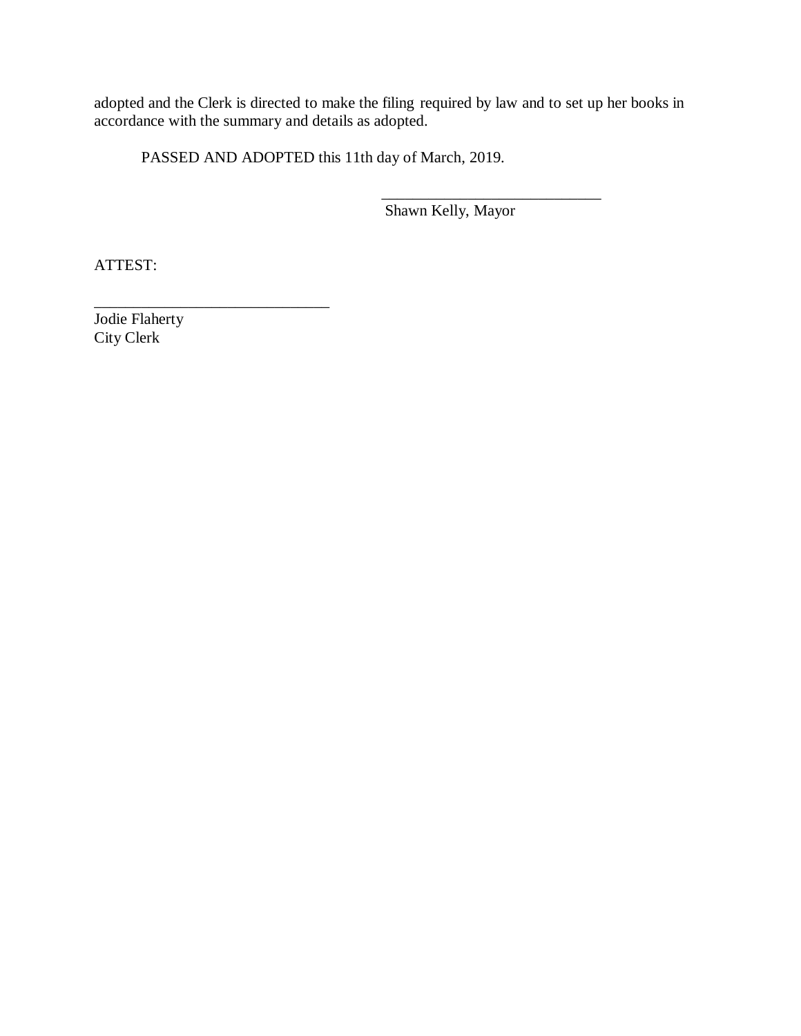adopted and the Clerk is directed to make the filing required by law and to set up her books in accordance with the summary and details as adopted.

PASSED AND ADOPTED this 11th day of March, 2019.

_____________________________
Shawn Kelly, Mayor

ATTEST:

_____________________________
Jodie Flaherty
City Clerk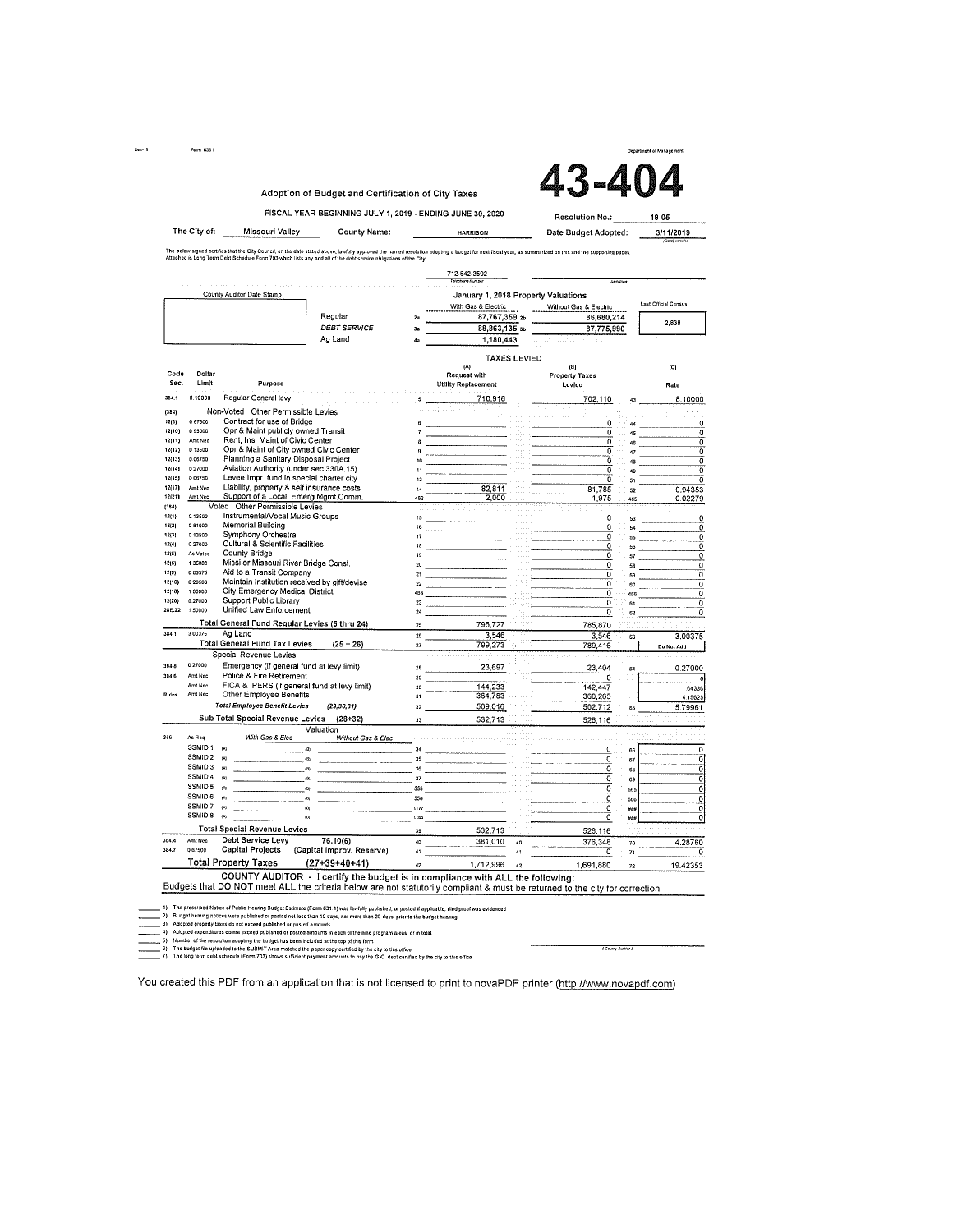Form 635.1

Department of Management

# 43-404

## Adoption of Budget and Certification of City Taxes

FISCAL YEAR BEGINNING JULY 1, 2019 - ENDING JUNE 30, 2020

The City of: **Missouri Valley** County Name: **HARRISON**

Resolution No.: **19-05**

Date Budget Adopted: **3/11/2019**

The below-signed certifies that the City Council, on the date stated above, lawfully approved the named resolution adopting a budget for next fiscal year, as summarized on this and the supporting pages. Attached is Long Term Debt Schedule Form 703 which lists any and all of the debt service obligations of the City.

712-642-3502
Telephone Number

Signature

County Auditor Date Stamp

January 1, 2018 Property Valuations

| | | With Gas & Electric | | Without Gas & Electric | Last Official Census |
|---|---|---|---|---|---|
| Regular | 2a | 87,767,359 | 2b | 86,680,214 | 2,838 |
| DEBT SERVICE | 3a | 88,863,135 | 3b | 87,775,990 | |
| Ag Land | 4a | 1,180,443 | | | |

TAXES LEVIED

| Code Sec. | Dollar Limit | Purpose | | (A) Request with Utility Replacement | | (B) Property Taxes Levied | | (C) Rate |
|---|---|---|---|---|---|---|---|---|
| 384.1 | 8.10000 | Regular General levy | 5 | 710,916 | | 702,110 | 43 | 8.10000 |
| (384) | | Non-Voted Other Permissible Levies | | | | | | |
| 12(8) | 0.67500 | Contract for use of Bridge | 6 | | | 0 | 44 | 0 |
| 12(10) | 0.95000 | Opr & Maint publicly owned Transit | 7 | | | 0 | 45 | 0 |
| 12(11) | Amt Nec | Rent, Ins. Maint of Civic Center | 8 | | | 0 | 46 | 0 |
| 12(12) | 0.13500 | Opr & Maint of City owned Civic Center | 9 | | | 0 | 47 | 0 |
| 12(13) | 0.06750 | Planning a Sanitary Disposal Project | 10 | | | 0 | 48 | 0 |
| 12(14) | 0.27000 | Aviation Authority (under sec.330A.15) | 11 | | | 0 | 49 | 0 |
| 12(15) | 0.06750 | Levee Impr. fund in special charter city | 13 | | | 0 | 51 | 0 |
| 12(17) | Amt Nec | Liability, property & self insurance costs | 14 | 82,811 | | 81,785 | 52 | 0.94353 |
| 12(21) | Amt Nec | Support of a Local Emerg.Mgmt.Comm. | 462 | 2,000 | | 1,975 | 465 | 0.02279 |
| (384) | | Voted Other Permissible Levies | | | | | | |
| 12(1) | 0.13500 | Instrumental/Vocal Music Groups | 15 | | | 0 | 53 | 0 |
| 12(2) | 0.81000 | Memorial Building | 16 | | | 0 | 54 | 0 |
| 12(3) | 0.13500 | Symphony Orchestra | 17 | | | 0 | 55 | 0 |
| 12(4) | 0.27000 | Cultural & Scientific Facilities | 18 | | | 0 | 56 | 0 |
| 12(5) | As Voted | County Bridge | 19 | | | 0 | 57 | 0 |
| 12(6) | 1.35000 | Missi or Missouri River Bridge Const. | 20 | | | 0 | 58 | 0 |
| 12(9) | 0.03375 | Aid to a Transit Company | 21 | | | 0 | 59 | 0 |
| 12(16) | 0.20500 | Maintain Institution received by gift/devise | 22 | | | 0 | 60 | 0 |
| 12(18) | 1.00000 | City Emergency Medical District | 463 | | | 0 | 466 | 0 |
| 12(20) | 0.27000 | Support Public Library | 23 | | | 0 | 61 | 0 |
| 28E.22 | 1.50000 | Unified Law Enforcement | 24 | | | 0 | 62 | 0 |
| | | Total General Fund Regular Levies (5 thru 24) | 25 | 795,727 | | 785,870 | | |
| 384.1 | 3.00375 | Ag Land | 26 | 3,546 | | 3,546 | 63 | 3.00375 |
| | | Total General Fund Tax Levies (25 + 26) | 27 | 799,273 | | 789,416 | | Do Not Add |
| | | Special Revenue Levies | | | | | | |
| 384.8 | 0.27000 | Emergency (if general fund at levy limit) | 28 | 23,697 | | 23,404 | 64 | 0.27000 |
| 384.6 | Amt Nec | Police & Fire Retirement | 29 | | | 0 | | 0 |
| | Amt Nec | FICA & IPERS (if general fund at levy limit) | 30 | 144,233 | | 142,447 | | 1.64336 |
| Rules | Amt Nec | Other Employee Benefits | 31 | 364,783 | | 360,265 | | 4.15625 |
| | | Total Employee Benefit Levies (29,30,31) | 32 | 509,016 | | 502,712 | 65 | 5.79961 |
| | | Sub Total Special Revenue Levies (28+32) | 33 | 532,713 | | 526,116 | | |

| Code Sec. | Dollar Limit | | Valuation With Gas & Elec | Valuation Without Gas & Elec | | (A) | | (B) | | (C) |
|---|---|---|---|---|---|---|---|---|---|---|
| 386 | As Req | SSMID 1 | (A) | (B) | 34 | | | 0 | 66 | 0 |
| | | SSMID 2 | (A) | (B) | 35 | | | 0 | 67 | 0 |
| | | SSMID 3 | (A) | (B) | 36 | | | 0 | 68 | 0 |
| | | SSMID 4 | (A) | (B) | 37 | | | 0 | 69 | 0 |
| | | SSMID 5 | (A) | (B) | 555 | | | 0 | 565 | 0 |
| | | SSMID 6 | (A) | (B) | 556 | | | 0 | 566 | 0 |
| | | SSMID 7 | (A) | (B) | 1177 | | | 0 | ### | 0 |
| | | SSMID 8 | (A) | (B) | 1185 | | | 0 | ### | 0 |
| | | Total Special Revenue Levies | | | 39 | 532,713 | | 526,116 | | |
| 384.4 | Amt Nec | Debt Service Levy 76.10(6) | | | 40 | 381,010 | 40 | 376,348 | 70 | 4.28760 |
| 384.7 | 0.67500 | Capital Projects (Capital Improv. Reserve) | | | 41 | | 41 | 0 | 71 | 0 |
| | | Total Property Taxes (27+39+40+41) | | | 42 | 1,712,996 | 42 | 1,691,880 | 72 | 19.42353 |

**COUNTY AUDITOR - I certify the budget is in compliance with ALL the following:**
Budgets that DO **NOT** meet **ALL** the criteria below are not statutorily compliant & must be returned to the city for correction.

_____ 1) The prescribed Notice of Public Hearing Budget Estimate (Form 631.1) was lawfully published, or posted if applicable, filed proof was evidenced
_____ 2) Budget hearing notices were published or posted not less than 10 days, nor more than 20 days, prior to the budget hearing.
_____ 3) Adopted property taxes do not exceed published or posted amounts.
_____ 4) Adopted expenditures do not exceed published or posted amounts in each of the nine program areas, or in total.
_____ 5) Number of the resolution adopting the budget has been included at the top of this form.
_____ 6) The budget file uploaded to the SUBMIT Area matched the paper copy certified by the city to this office.
_____ 7) The long term debt schedule (Form 703) shows sufficient payment amounts to pay the G.O. debt certified by the city to this office.

(County Auditor)

You created this PDF from an application that is not licensed to print to novaPDF printer (http://www.novapdf.com)